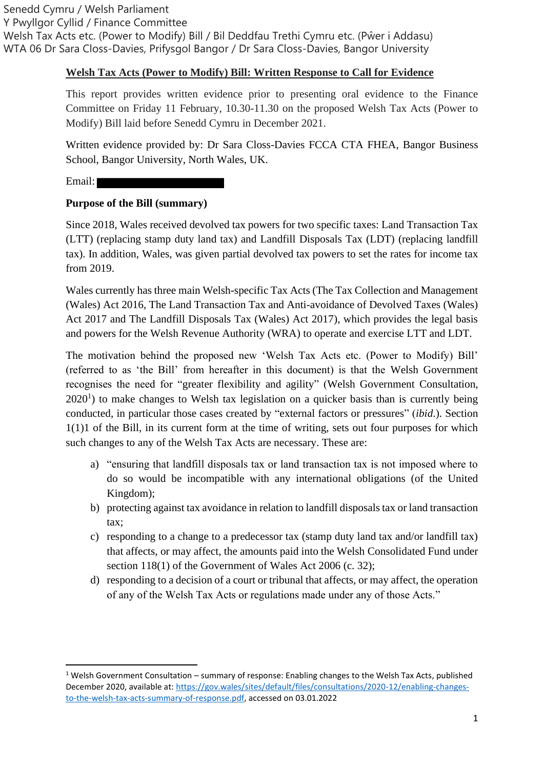Senedd Cymru / Welsh Parliament
Y Pwyllgor Cyllid / Finance Committee
Welsh Tax Acts etc. (Power to Modify) Bill / Bil Deddfau Trethi Cymru etc. (Pŵer i Addasu)
WTA 06 Dr Sara Closs-Davies, Prifysgol Bangor / Dr Sara Closs-Davies, Bangor University

# Welsh Tax Acts (Power to Modify) Bill: Written Response to Call for Evidence

This report provides written evidence prior to presenting oral evidence to the Finance Committee on Friday 11 February, 10.30-11.30 on the proposed Welsh Tax Acts (Power to Modify) Bill laid before Senedd Cymru in December 2021.

Written evidence provided by: Dr Sara Closs-Davies FCCA CTA FHEA, Bangor Business School, Bangor University, North Wales, UK.

Email: [redacted]

**Purpose of the Bill (summary)**

Since 2018, Wales received devolved tax powers for two specific taxes: Land Transaction Tax (LTT) (replacing stamp duty land tax) and Landfill Disposals Tax (LDT) (replacing landfill tax). In addition, Wales, was given partial devolved tax powers to set the rates for income tax from 2019.

Wales currently has three main Welsh-specific Tax Acts (The Tax Collection and Management (Wales) Act 2016, The Land Transaction Tax and Anti-avoidance of Devolved Taxes (Wales) Act 2017 and The Landfill Disposals Tax (Wales) Act 2017), which provides the legal basis and powers for the Welsh Revenue Authority (WRA) to operate and exercise LTT and LDT.

The motivation behind the proposed new 'Welsh Tax Acts etc. (Power to Modify) Bill' (referred to as 'the Bill' from hereafter in this document) is that the Welsh Government recognises the need for "greater flexibility and agility" (Welsh Government Consultation, 2020[1]) to make changes to Welsh tax legislation on a quicker basis than is currently being conducted, in particular those cases created by "external factors or pressures" (*ibid.*). Section 1(1)1 of the Bill, in its current form at the time of writing, sets out four purposes for which such changes to any of the Welsh Tax Acts are necessary. These are:

a) "ensuring that landfill disposals tax or land transaction tax is not imposed where to do so would be incompatible with any international obligations (of the United Kingdom);
b) protecting against tax avoidance in relation to landfill disposals tax or land transaction tax;
c) responding to a change to a predecessor tax (stamp duty land tax and/or landfill tax) that affects, or may affect, the amounts paid into the Welsh Consolidated Fund under section 118(1) of the Government of Wales Act 2006 (c. 32);
d) responding to a decision of a court or tribunal that affects, or may affect, the operation of any of the Welsh Tax Acts or regulations made under any of those Acts."

[1] Welsh Government Consultation – summary of response: Enabling changes to the Welsh Tax Acts, published December 2020, available at: https://gov.wales/sites/default/files/consultations/2020-12/enabling-changes-to-the-welsh-tax-acts-summary-of-response.pdf, accessed on 03.01.2022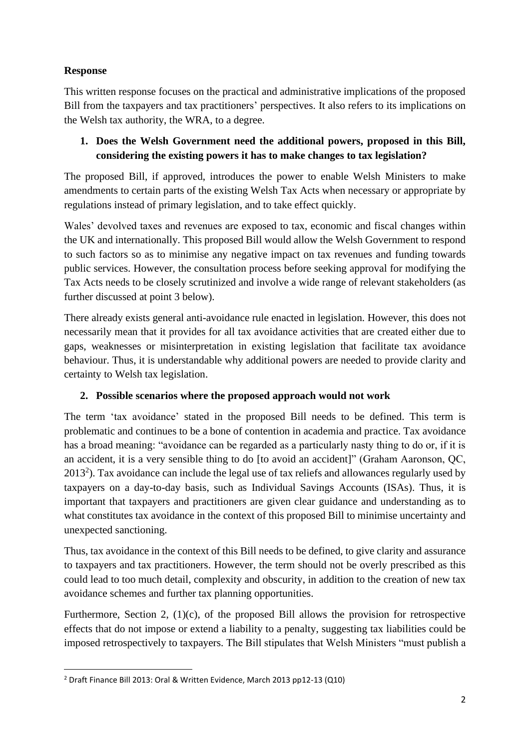**Response**

This written response focuses on the practical and administrative implications of the proposed Bill from the taxpayers and tax practitioners' perspectives. It also refers to its implications on the Welsh tax authority, the WRA, to a degree.

1. **Does the Welsh Government need the additional powers, proposed in this Bill, considering the existing powers it has to make changes to tax legislation?**

The proposed Bill, if approved, introduces the power to enable Welsh Ministers to make amendments to certain parts of the existing Welsh Tax Acts when necessary or appropriate by regulations instead of primary legislation, and to take effect quickly.

Wales' devolved taxes and revenues are exposed to tax, economic and fiscal changes within the UK and internationally. This proposed Bill would allow the Welsh Government to respond to such factors so as to minimise any negative impact on tax revenues and funding towards public services. However, the consultation process before seeking approval for modifying the Tax Acts needs to be closely scrutinized and involve a wide range of relevant stakeholders (as further discussed at point 3 below).

There already exists general anti-avoidance rule enacted in legislation. However, this does not necessarily mean that it provides for all tax avoidance activities that are created either due to gaps, weaknesses or misinterpretation in existing legislation that facilitate tax avoidance behaviour. Thus, it is understandable why additional powers are needed to provide clarity and certainty to Welsh tax legislation.

2. **Possible scenarios where the proposed approach would not work**

The term 'tax avoidance' stated in the proposed Bill needs to be defined. This term is problematic and continues to be a bone of contention in academia and practice. Tax avoidance has a broad meaning: "avoidance can be regarded as a particularly nasty thing to do or, if it is an accident, it is a very sensible thing to do [to avoid an accident]" (Graham Aaronson, QC, 2013[2]). Tax avoidance can include the legal use of tax reliefs and allowances regularly used by taxpayers on a day-to-day basis, such as Individual Savings Accounts (ISAs). Thus, it is important that taxpayers and practitioners are given clear guidance and understanding as to what constitutes tax avoidance in the context of this proposed Bill to minimise uncertainty and unexpected sanctioning.

Thus, tax avoidance in the context of this Bill needs to be defined, to give clarity and assurance to taxpayers and tax practitioners. However, the term should not be overly prescribed as this could lead to too much detail, complexity and obscurity, in addition to the creation of new tax avoidance schemes and further tax planning opportunities.

Furthermore, Section 2, (1)(c), of the proposed Bill allows the provision for retrospective effects that do not impose or extend a liability to a penalty, suggesting tax liabilities could be imposed retrospectively to taxpayers. The Bill stipulates that Welsh Ministers "must publish a

---

[2] Draft Finance Bill 2013: Oral & Written Evidence, March 2013 pp12-13 (Q10)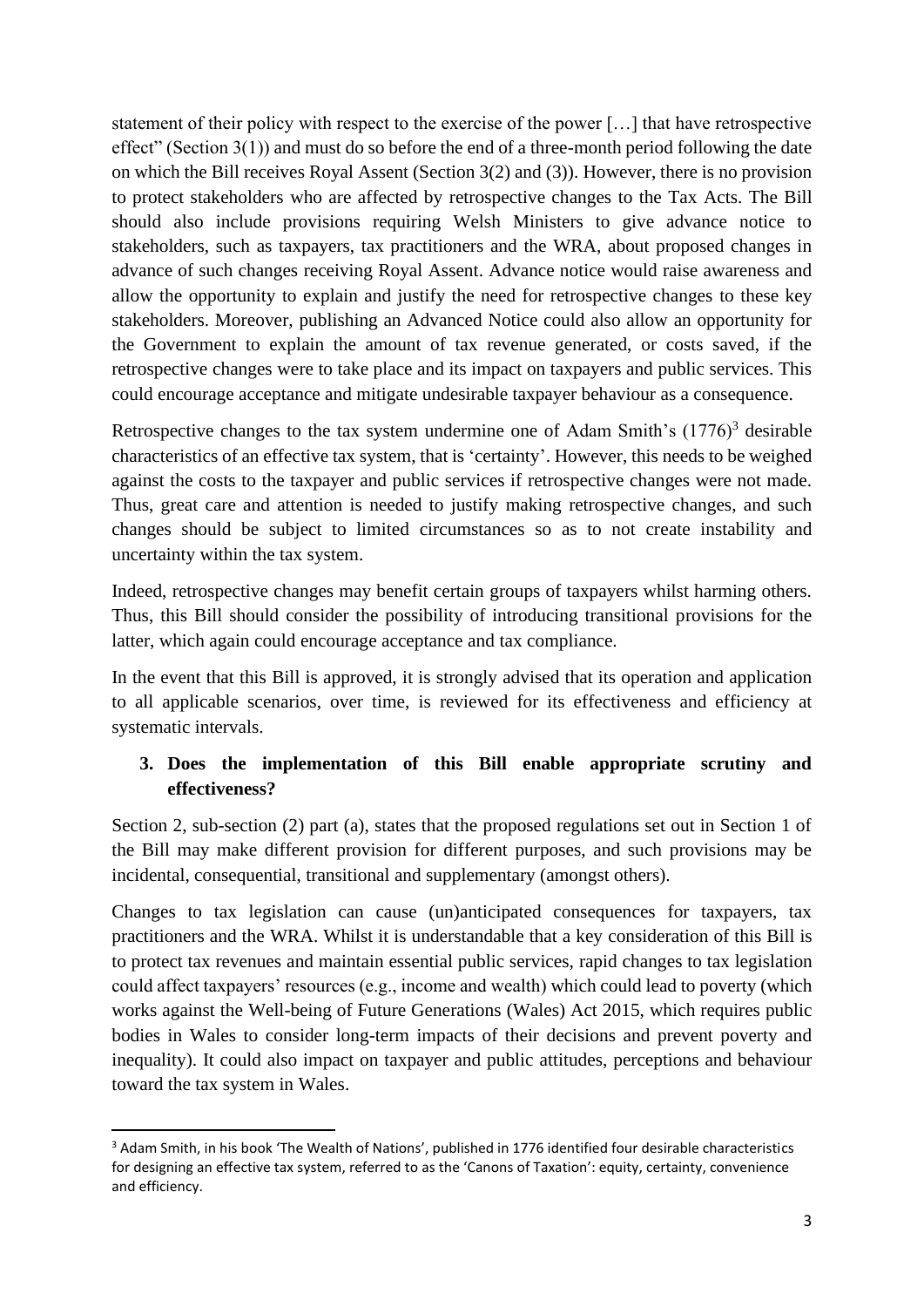statement of their policy with respect to the exercise of the power […] that have retrospective effect" (Section 3(1)) and must do so before the end of a three-month period following the date on which the Bill receives Royal Assent (Section 3(2) and (3)). However, there is no provision to protect stakeholders who are affected by retrospective changes to the Tax Acts. The Bill should also include provisions requiring Welsh Ministers to give advance notice to stakeholders, such as taxpayers, tax practitioners and the WRA, about proposed changes in advance of such changes receiving Royal Assent. Advance notice would raise awareness and allow the opportunity to explain and justify the need for retrospective changes to these key stakeholders. Moreover, publishing an Advanced Notice could also allow an opportunity for the Government to explain the amount of tax revenue generated, or costs saved, if the retrospective changes were to take place and its impact on taxpayers and public services. This could encourage acceptance and mitigate undesirable taxpayer behaviour as a consequence.

Retrospective changes to the tax system undermine one of Adam Smith's (1776)[3] desirable characteristics of an effective tax system, that is 'certainty'. However, this needs to be weighed against the costs to the taxpayer and public services if retrospective changes were not made. Thus, great care and attention is needed to justify making retrospective changes, and such changes should be subject to limited circumstances so as to not create instability and uncertainty within the tax system.

Indeed, retrospective changes may benefit certain groups of taxpayers whilst harming others. Thus, this Bill should consider the possibility of introducing transitional provisions for the latter, which again could encourage acceptance and tax compliance.

In the event that this Bill is approved, it is strongly advised that its operation and application to all applicable scenarios, over time, is reviewed for its effectiveness and efficiency at systematic intervals.

### 3. Does the implementation of this Bill enable appropriate scrutiny and effectiveness?

Section 2, sub-section (2) part (a), states that the proposed regulations set out in Section 1 of the Bill may make different provision for different purposes, and such provisions may be incidental, consequential, transitional and supplementary (amongst others).

Changes to tax legislation can cause (un)anticipated consequences for taxpayers, tax practitioners and the WRA. Whilst it is understandable that a key consideration of this Bill is to protect tax revenues and maintain essential public services, rapid changes to tax legislation could affect taxpayers' resources (e.g., income and wealth) which could lead to poverty (which works against the Well-being of Future Generations (Wales) Act 2015, which requires public bodies in Wales to consider long-term impacts of their decisions and prevent poverty and inequality). It could also impact on taxpayer and public attitudes, perceptions and behaviour toward the tax system in Wales.

---

[3] Adam Smith, in his book 'The Wealth of Nations', published in 1776 identified four desirable characteristics for designing an effective tax system, referred to as the 'Canons of Taxation': equity, certainty, convenience and efficiency.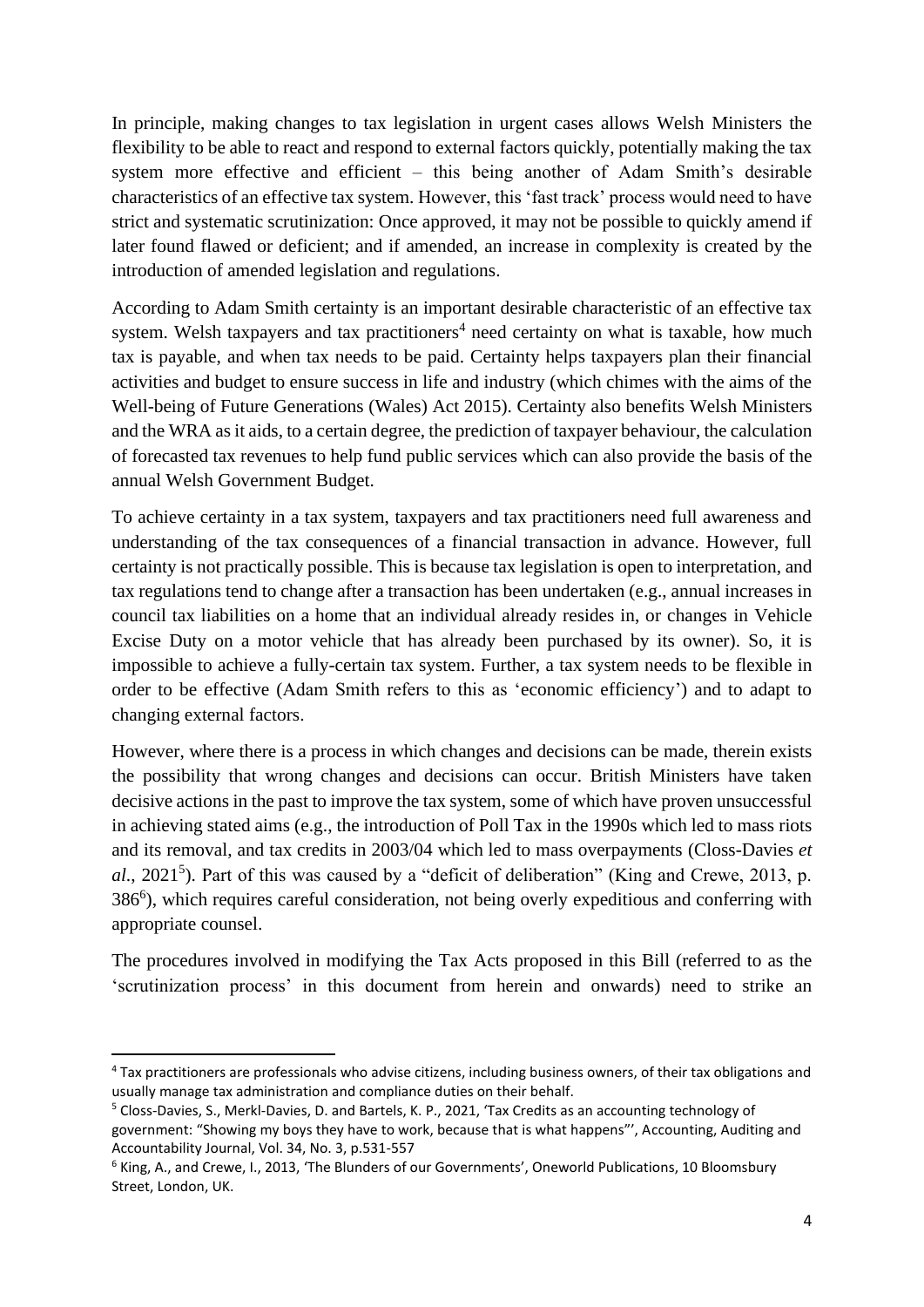In principle, making changes to tax legislation in urgent cases allows Welsh Ministers the flexibility to be able to react and respond to external factors quickly, potentially making the tax system more effective and efficient – this being another of Adam Smith's desirable characteristics of an effective tax system. However, this 'fast track' process would need to have strict and systematic scrutinization: Once approved, it may not be possible to quickly amend if later found flawed or deficient; and if amended, an increase in complexity is created by the introduction of amended legislation and regulations.

According to Adam Smith certainty is an important desirable characteristic of an effective tax system. Welsh taxpayers and tax practitioners[4] need certainty on what is taxable, how much tax is payable, and when tax needs to be paid. Certainty helps taxpayers plan their financial activities and budget to ensure success in life and industry (which chimes with the aims of the Well-being of Future Generations (Wales) Act 2015). Certainty also benefits Welsh Ministers and the WRA as it aids, to a certain degree, the prediction of taxpayer behaviour, the calculation of forecasted tax revenues to help fund public services which can also provide the basis of the annual Welsh Government Budget.

To achieve certainty in a tax system, taxpayers and tax practitioners need full awareness and understanding of the tax consequences of a financial transaction in advance. However, full certainty is not practically possible. This is because tax legislation is open to interpretation, and tax regulations tend to change after a transaction has been undertaken (e.g., annual increases in council tax liabilities on a home that an individual already resides in, or changes in Vehicle Excise Duty on a motor vehicle that has already been purchased by its owner). So, it is impossible to achieve a fully-certain tax system. Further, a tax system needs to be flexible in order to be effective (Adam Smith refers to this as 'economic efficiency') and to adapt to changing external factors.

However, where there is a process in which changes and decisions can be made, therein exists the possibility that wrong changes and decisions can occur. British Ministers have taken decisive actions in the past to improve the tax system, some of which have proven unsuccessful in achieving stated aims (e.g., the introduction of Poll Tax in the 1990s which led to mass riots and its removal, and tax credits in 2003/04 which led to mass overpayments (Closs-Davies *et al*., 2021[5]). Part of this was caused by a "deficit of deliberation" (King and Crewe, 2013, p. 386[6]), which requires careful consideration, not being overly expeditious and conferring with appropriate counsel.

The procedures involved in modifying the Tax Acts proposed in this Bill (referred to as the 'scrutinization process' in this document from herein and onwards) need to strike an

---

[4] Tax practitioners are professionals who advise citizens, including business owners, of their tax obligations and usually manage tax administration and compliance duties on their behalf.

[5] Closs-Davies, S., Merkl-Davies, D. and Bartels, K. P., 2021, 'Tax Credits as an accounting technology of government: "Showing my boys they have to work, because that is what happens"', Accounting, Auditing and Accountability Journal, Vol. 34, No. 3, p.531-557

[6] King, A., and Crewe, I., 2013, 'The Blunders of our Governments', Oneworld Publications, 10 Bloomsbury Street, London, UK.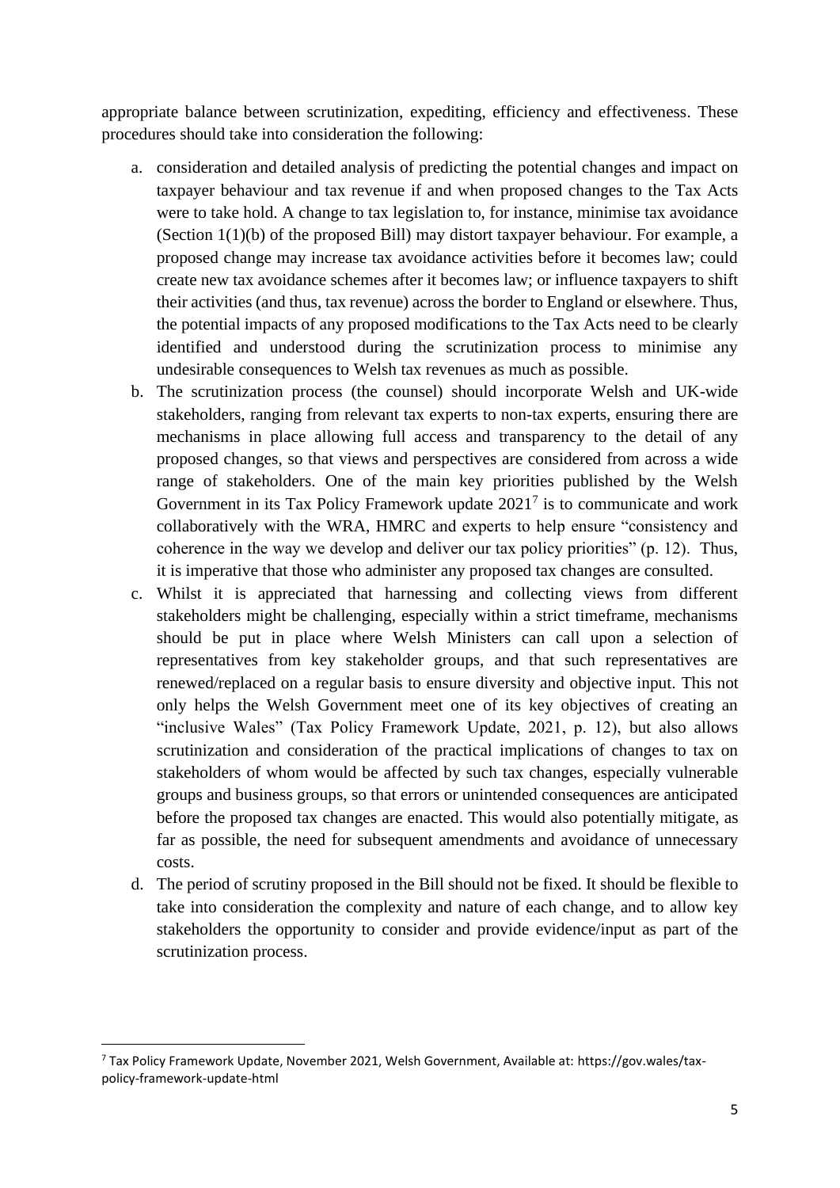appropriate balance between scrutinization, expediting, efficiency and effectiveness. These procedures should take into consideration the following:

a. consideration and detailed analysis of predicting the potential changes and impact on taxpayer behaviour and tax revenue if and when proposed changes to the Tax Acts were to take hold. A change to tax legislation to, for instance, minimise tax avoidance (Section 1(1)(b) of the proposed Bill) may distort taxpayer behaviour. For example, a proposed change may increase tax avoidance activities before it becomes law; could create new tax avoidance schemes after it becomes law; or influence taxpayers to shift their activities (and thus, tax revenue) across the border to England or elsewhere. Thus, the potential impacts of any proposed modifications to the Tax Acts need to be clearly identified and understood during the scrutinization process to minimise any undesirable consequences to Welsh tax revenues as much as possible.

b. The scrutinization process (the counsel) should incorporate Welsh and UK-wide stakeholders, ranging from relevant tax experts to non-tax experts, ensuring there are mechanisms in place allowing full access and transparency to the detail of any proposed changes, so that views and perspectives are considered from across a wide range of stakeholders. One of the main key priorities published by the Welsh Government in its Tax Policy Framework update 2021[7] is to communicate and work collaboratively with the WRA, HMRC and experts to help ensure "consistency and coherence in the way we develop and deliver our tax policy priorities" (p. 12). Thus, it is imperative that those who administer any proposed tax changes are consulted.

c. Whilst it is appreciated that harnessing and collecting views from different stakeholders might be challenging, especially within a strict timeframe, mechanisms should be put in place where Welsh Ministers can call upon a selection of representatives from key stakeholder groups, and that such representatives are renewed/replaced on a regular basis to ensure diversity and objective input. This not only helps the Welsh Government meet one of its key objectives of creating an "inclusive Wales" (Tax Policy Framework Update, 2021, p. 12), but also allows scrutinization and consideration of the practical implications of changes to tax on stakeholders of whom would be affected by such tax changes, especially vulnerable groups and business groups, so that errors or unintended consequences are anticipated before the proposed tax changes are enacted. This would also potentially mitigate, as far as possible, the need for subsequent amendments and avoidance of unnecessary costs.

d. The period of scrutiny proposed in the Bill should not be fixed. It should be flexible to take into consideration the complexity and nature of each change, and to allow key stakeholders the opportunity to consider and provide evidence/input as part of the scrutinization process.

---

[7] Tax Policy Framework Update, November 2021, Welsh Government, Available at: https://gov.wales/tax-policy-framework-update-html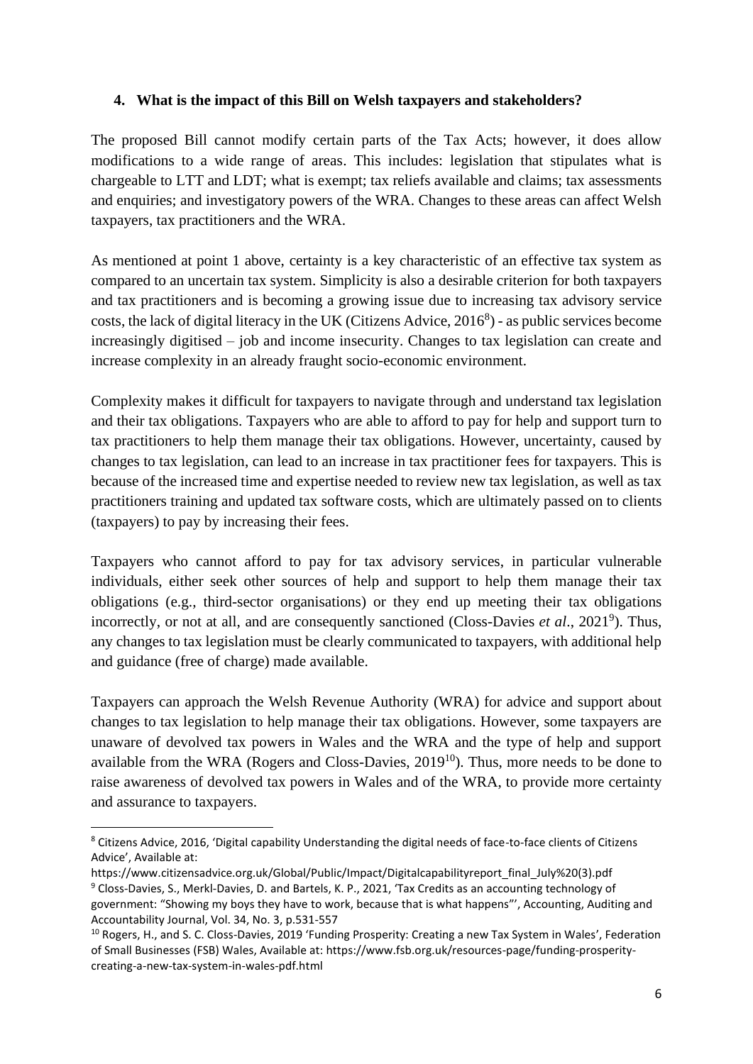## 4. What is the impact of this Bill on Welsh taxpayers and stakeholders?

The proposed Bill cannot modify certain parts of the Tax Acts; however, it does allow modifications to a wide range of areas. This includes: legislation that stipulates what is chargeable to LTT and LDT; what is exempt; tax reliefs available and claims; tax assessments and enquiries; and investigatory powers of the WRA. Changes to these areas can affect Welsh taxpayers, tax practitioners and the WRA.

As mentioned at point 1 above, certainty is a key characteristic of an effective tax system as compared to an uncertain tax system. Simplicity is also a desirable criterion for both taxpayers and tax practitioners and is becoming a growing issue due to increasing tax advisory service costs, the lack of digital literacy in the UK (Citizens Advice, 2016[8]) - as public services become increasingly digitised – job and income insecurity. Changes to tax legislation can create and increase complexity in an already fraught socio-economic environment.

Complexity makes it difficult for taxpayers to navigate through and understand tax legislation and their tax obligations. Taxpayers who are able to afford to pay for help and support turn to tax practitioners to help them manage their tax obligations. However, uncertainty, caused by changes to tax legislation, can lead to an increase in tax practitioner fees for taxpayers. This is because of the increased time and expertise needed to review new tax legislation, as well as tax practitioners training and updated tax software costs, which are ultimately passed on to clients (taxpayers) to pay by increasing their fees.

Taxpayers who cannot afford to pay for tax advisory services, in particular vulnerable individuals, either seek other sources of help and support to help them manage their tax obligations (e.g., third-sector organisations) or they end up meeting their tax obligations incorrectly, or not at all, and are consequently sanctioned (Closs-Davies *et al*., 2021[9]). Thus, any changes to tax legislation must be clearly communicated to taxpayers, with additional help and guidance (free of charge) made available.

Taxpayers can approach the Welsh Revenue Authority (WRA) for advice and support about changes to tax legislation to help manage their tax obligations. However, some taxpayers are unaware of devolved tax powers in Wales and the WRA and the type of help and support available from the WRA (Rogers and Closs-Davies, 2019[10]). Thus, more needs to be done to raise awareness of devolved tax powers in Wales and of the WRA, to provide more certainty and assurance to taxpayers.

---

[8] Citizens Advice, 2016, 'Digital capability Understanding the digital needs of face-to-face clients of Citizens Advice', Available at: https://www.citizensadvice.org.uk/Global/Public/Impact/Digitalcapabilityreport_final_July%20(3).pdf

[9] Closs-Davies, S., Merkl-Davies, D. and Bartels, K. P., 2021, 'Tax Credits as an accounting technology of government: "Showing my boys they have to work, because that is what happens"', Accounting, Auditing and Accountability Journal, Vol. 34, No. 3, p.531-557

[10] Rogers, H., and S. C. Closs-Davies, 2019 'Funding Prosperity: Creating a new Tax System in Wales', Federation of Small Businesses (FSB) Wales, Available at: https://www.fsb.org.uk/resources-page/funding-prosperity-creating-a-new-tax-system-in-wales-pdf.html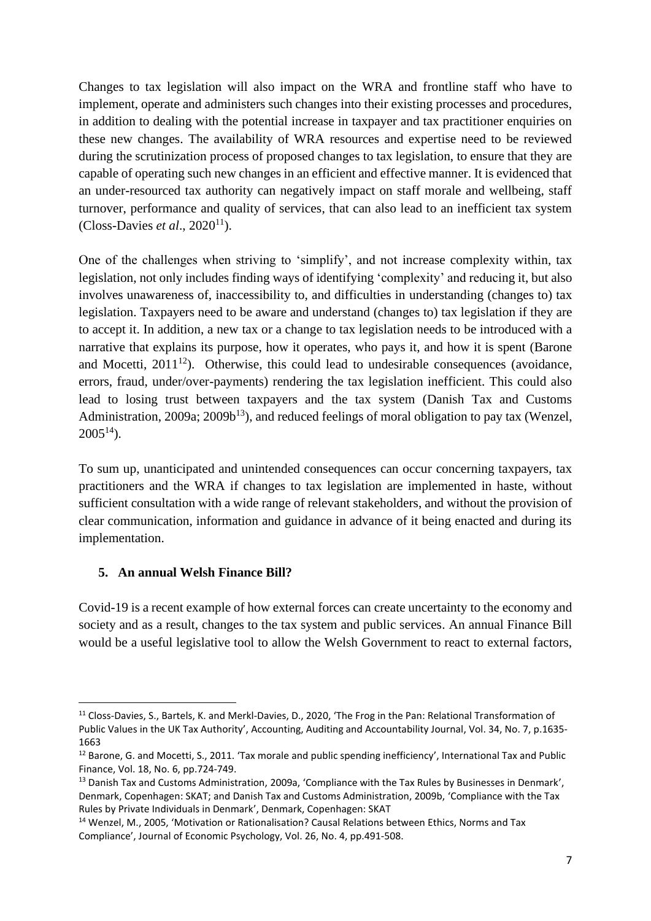Changes to tax legislation will also impact on the WRA and frontline staff who have to implement, operate and administers such changes into their existing processes and procedures, in addition to dealing with the potential increase in taxpayer and tax practitioner enquiries on these new changes. The availability of WRA resources and expertise need to be reviewed during the scrutinization process of proposed changes to tax legislation, to ensure that they are capable of operating such new changes in an efficient and effective manner. It is evidenced that an under-resourced tax authority can negatively impact on staff morale and wellbeing, staff turnover, performance and quality of services, that can also lead to an inefficient tax system (Closs-Davies *et al*., 2020[11]).

One of the challenges when striving to 'simplify', and not increase complexity within, tax legislation, not only includes finding ways of identifying 'complexity' and reducing it, but also involves unawareness of, inaccessibility to, and difficulties in understanding (changes to) tax legislation. Taxpayers need to be aware and understand (changes to) tax legislation if they are to accept it. In addition, a new tax or a change to tax legislation needs to be introduced with a narrative that explains its purpose, how it operates, who pays it, and how it is spent (Barone and Mocetti, 2011[12]). Otherwise, this could lead to undesirable consequences (avoidance, errors, fraud, under/over-payments) rendering the tax legislation inefficient. This could also lead to losing trust between taxpayers and the tax system (Danish Tax and Customs Administration, 2009a; 2009b[13]), and reduced feelings of moral obligation to pay tax (Wenzel, 2005[14]).

To sum up, unanticipated and unintended consequences can occur concerning taxpayers, tax practitioners and the WRA if changes to tax legislation are implemented in haste, without sufficient consultation with a wide range of relevant stakeholders, and without the provision of clear communication, information and guidance in advance of it being enacted and during its implementation.

## 5. An annual Welsh Finance Bill?

Covid-19 is a recent example of how external forces can create uncertainty to the economy and society and as a result, changes to the tax system and public services. An annual Finance Bill would be a useful legislative tool to allow the Welsh Government to react to external factors,

---

[11] Closs-Davies, S., Bartels, K. and Merkl-Davies, D., 2020, 'The Frog in the Pan: Relational Transformation of Public Values in the UK Tax Authority', Accounting, Auditing and Accountability Journal, Vol. 34, No. 7, p.1635-1663

[12] Barone, G. and Mocetti, S., 2011. 'Tax morale and public spending inefficiency', International Tax and Public Finance, Vol. 18, No. 6, pp.724-749.

[13] Danish Tax and Customs Administration, 2009a, 'Compliance with the Tax Rules by Businesses in Denmark', Denmark, Copenhagen: SKAT; and Danish Tax and Customs Administration, 2009b, 'Compliance with the Tax Rules by Private Individuals in Denmark', Denmark, Copenhagen: SKAT

[14] Wenzel, M., 2005, 'Motivation or Rationalisation? Causal Relations between Ethics, Norms and Tax Compliance', Journal of Economic Psychology, Vol. 26, No. 4, pp.491-508.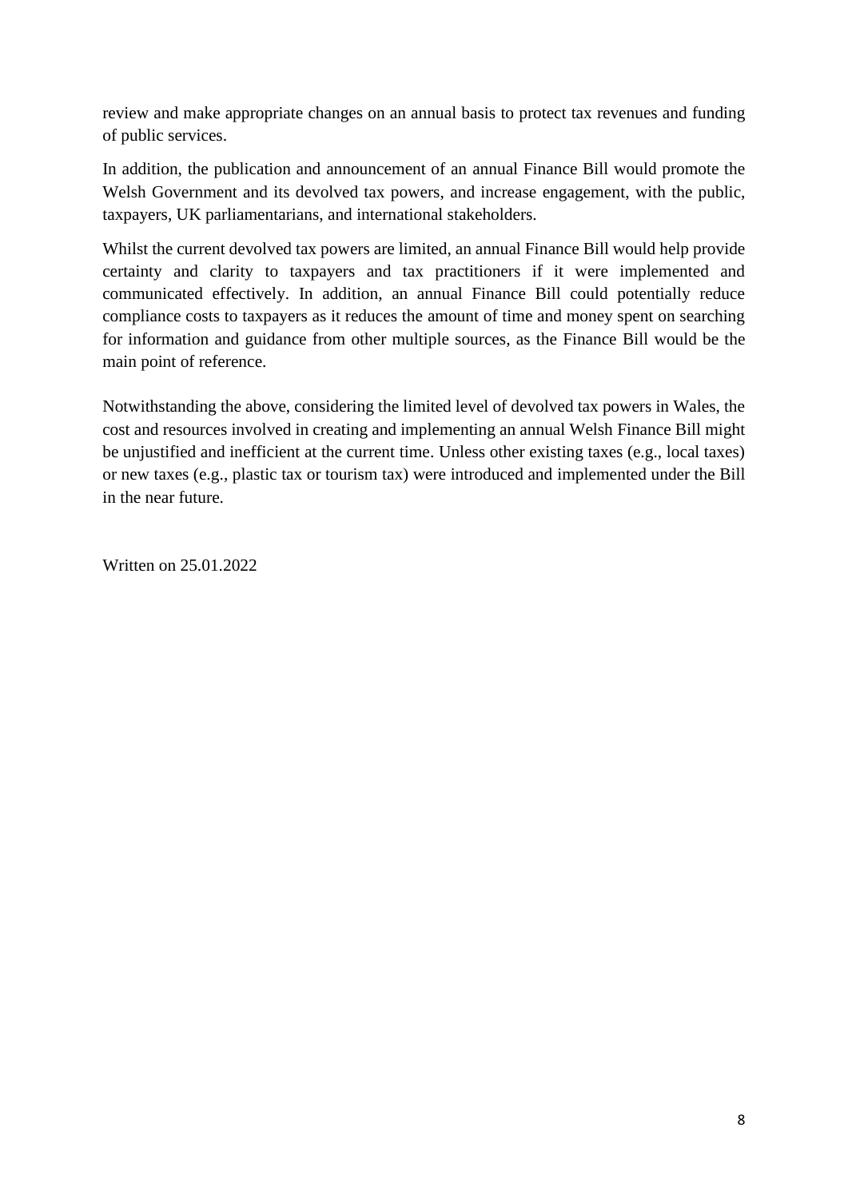review and make appropriate changes on an annual basis to protect tax revenues and funding of public services.

In addition, the publication and announcement of an annual Finance Bill would promote the Welsh Government and its devolved tax powers, and increase engagement, with the public, taxpayers, UK parliamentarians, and international stakeholders.

Whilst the current devolved tax powers are limited, an annual Finance Bill would help provide certainty and clarity to taxpayers and tax practitioners if it were implemented and communicated effectively. In addition, an annual Finance Bill could potentially reduce compliance costs to taxpayers as it reduces the amount of time and money spent on searching for information and guidance from other multiple sources, as the Finance Bill would be the main point of reference.

Notwithstanding the above, considering the limited level of devolved tax powers in Wales, the cost and resources involved in creating and implementing an annual Welsh Finance Bill might be unjustified and inefficient at the current time. Unless other existing taxes (e.g., local taxes) or new taxes (e.g., plastic tax or tourism tax) were introduced and implemented under the Bill in the near future.

Written on 25.01.2022